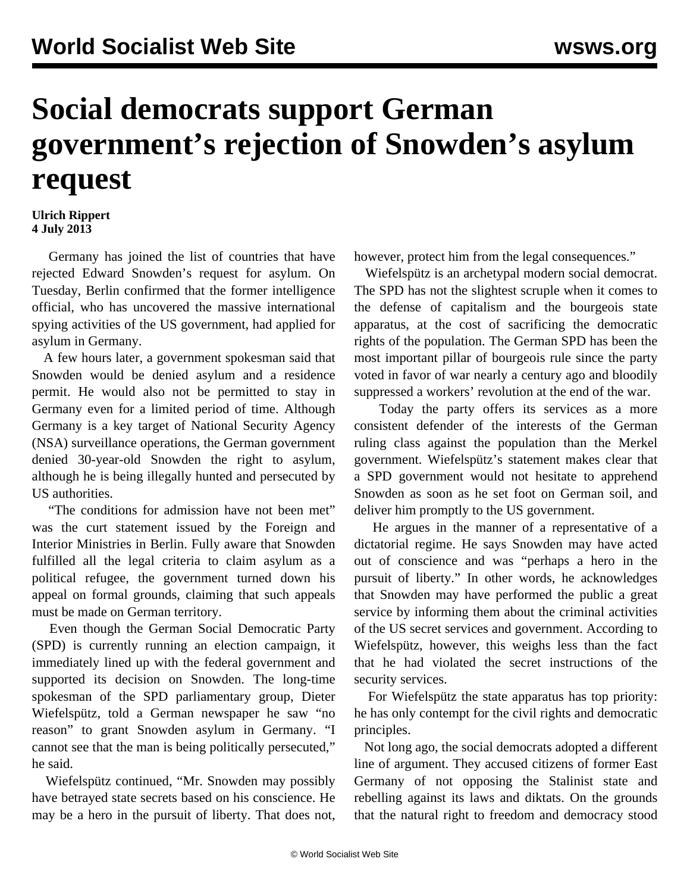# Social democrats support German government's rejection of Snowden's asylum request

**Ulrich Rippert**
**4 July 2013**

Germany has joined the list of countries that have rejected Edward Snowden's request for asylum. On Tuesday, Berlin confirmed that the former intelligence official, who has uncovered the massive international spying activities of the US government, had applied for asylum in Germany.

A few hours later, a government spokesman said that Snowden would be denied asylum and a residence permit. He would also not be permitted to stay in Germany even for a limited period of time. Although Germany is a key target of National Security Agency (NSA) surveillance operations, the German government denied 30-year-old Snowden the right to asylum, although he is being illegally hunted and persecuted by US authorities.

"The conditions for admission have not been met" was the curt statement issued by the Foreign and Interior Ministries in Berlin. Fully aware that Snowden fulfilled all the legal criteria to claim asylum as a political refugee, the government turned down his appeal on formal grounds, claiming that such appeals must be made on German territory.

Even though the German Social Democratic Party (SPD) is currently running an election campaign, it immediately lined up with the federal government and supported its decision on Snowden. The long-time spokesman of the SPD parliamentary group, Dieter Wiefelspütz, told a German newspaper he saw "no reason" to grant Snowden asylum in Germany. "I cannot see that the man is being politically persecuted," he said.

Wiefelspütz continued, "Mr. Snowden may possibly have betrayed state secrets based on his conscience. He may be a hero in the pursuit of liberty. That does not, however, protect him from the legal consequences."

Wiefelspütz is an archetypal modern social democrat. The SPD has not the slightest scruple when it comes to the defense of capitalism and the bourgeois state apparatus, at the cost of sacrificing the democratic rights of the population. The German SPD has been the most important pillar of bourgeois rule since the party voted in favor of war nearly a century ago and bloodily suppressed a workers' revolution at the end of the war.

Today the party offers its services as a more consistent defender of the interests of the German ruling class against the population than the Merkel government. Wiefelspütz's statement makes clear that a SPD government would not hesitate to apprehend Snowden as soon as he set foot on German soil, and deliver him promptly to the US government.

He argues in the manner of a representative of a dictatorial regime. He says Snowden may have acted out of conscience and was "perhaps a hero in the pursuit of liberty." In other words, he acknowledges that Snowden may have performed the public a great service by informing them about the criminal activities of the US secret services and government. According to Wiefelspütz, however, this weighs less than the fact that he had violated the secret instructions of the security services.

For Wiefelspütz the state apparatus has top priority: he has only contempt for the civil rights and democratic principles.

Not long ago, the social democrats adopted a different line of argument. They accused citizens of former East Germany of not opposing the Stalinist state and rebelling against its laws and diktats. On the grounds that the natural right to freedom and democracy stood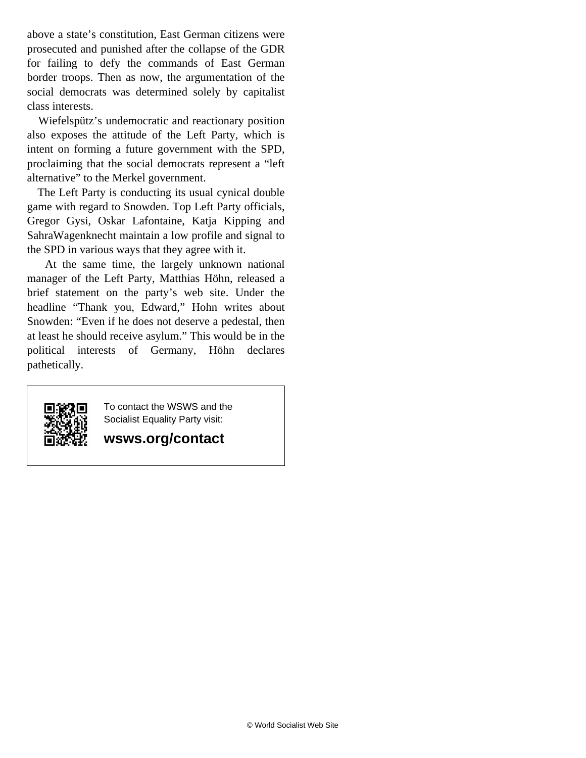above a state's constitution, East German citizens were prosecuted and punished after the collapse of the GDR for failing to defy the commands of East German border troops. Then as now, the argumentation of the social democrats was determined solely by capitalist class interests.

Wiefelspütz's undemocratic and reactionary position also exposes the attitude of the Left Party, which is intent on forming a future government with the SPD, proclaiming that the social democrats represent a "left alternative" to the Merkel government.

The Left Party is conducting its usual cynical double game with regard to Snowden. Top Left Party officials, Gregor Gysi, Oskar Lafontaine, Katja Kipping and SahraWagenknecht maintain a low profile and signal to the SPD in various ways that they agree with it.

At the same time, the largely unknown national manager of the Left Party, Matthias Höhn, released a brief statement on the party's web site. Under the headline "Thank you, Edward," Hohn writes about Snowden: "Even if he does not deserve a pedestal, then at least he should receive asylum." This would be in the political interests of Germany, Höhn declares pathetically.

To contact the WSWS and the Socialist Equality Party visit:

**wsws.org/contact**